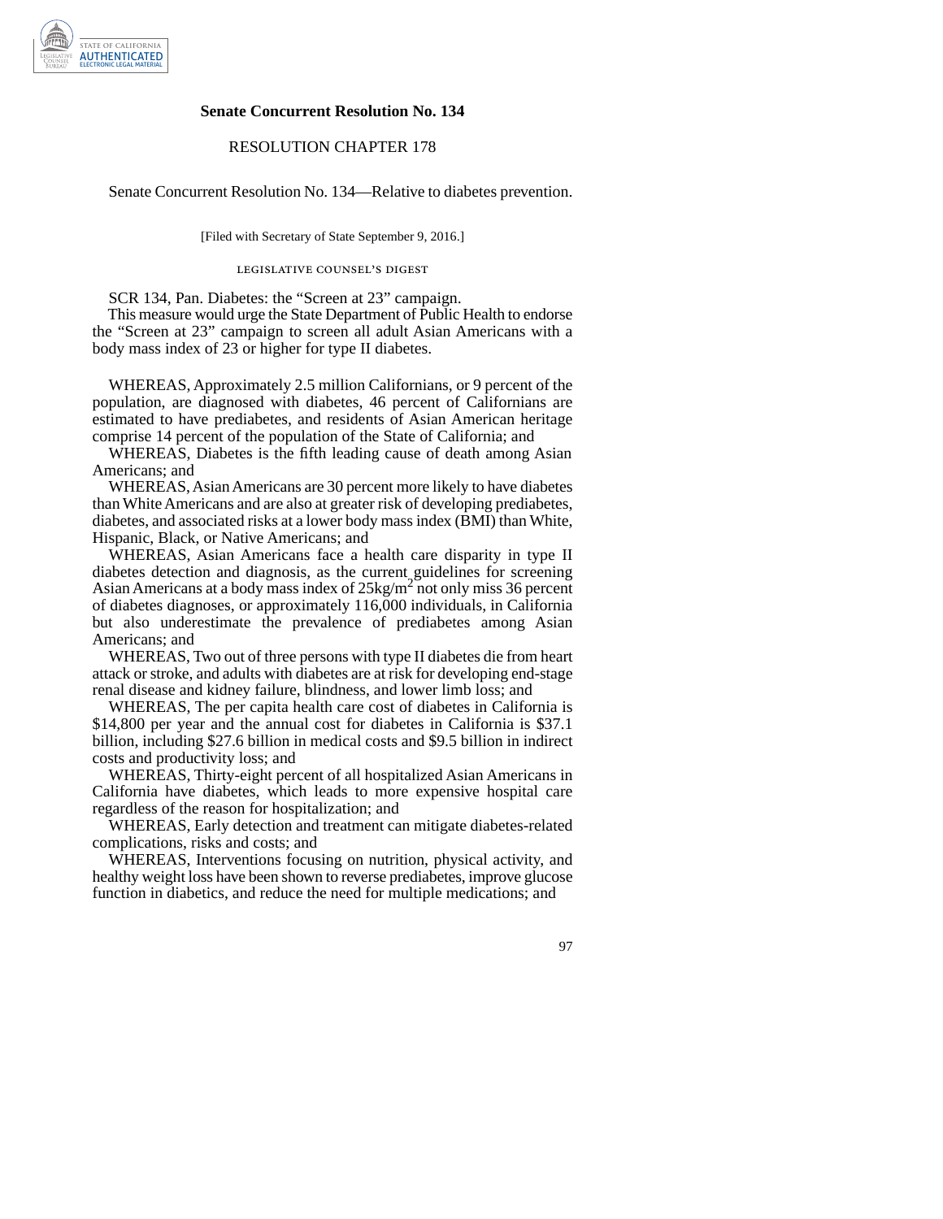## Senate Concurrent Resolution No. 134

RESOLUTION CHAPTER 178

Senate Concurrent Resolution No. 134—Relative to diabetes prevention.

[Filed with Secretary of State September 9, 2016.]

LEGISLATIVE COUNSEL'S DIGEST

SCR 134, Pan. Diabetes: the "Screen at 23" campaign.

This measure would urge the State Department of Public Health to endorse the "Screen at 23" campaign to screen all adult Asian Americans with a body mass index of 23 or higher for type II diabetes.

WHEREAS, Approximately 2.5 million Californians, or 9 percent of the population, are diagnosed with diabetes, 46 percent of Californians are estimated to have prediabetes, and residents of Asian American heritage comprise 14 percent of the population of the State of California; and

WHEREAS, Diabetes is the fifth leading cause of death among Asian Americans; and

WHEREAS, Asian Americans are 30 percent more likely to have diabetes than White Americans and are also at greater risk of developing prediabetes, diabetes, and associated risks at a lower body mass index (BMI) than White, Hispanic, Black, or Native Americans; and

WHEREAS, Asian Americans face a health care disparity in type II diabetes detection and diagnosis, as the current guidelines for screening Asian Americans at a body mass index of $25 kg/m^2$ not only miss 36 percent of diabetes diagnoses, or approximately 116,000 individuals, in California but also underestimate the prevalence of prediabetes among Asian Americans; and

WHEREAS, Two out of three persons with type II diabetes die from heart attack or stroke, and adults with diabetes are at risk for developing end-stage renal disease and kidney failure, blindness, and lower limb loss; and

WHEREAS, The per capita health care cost of diabetes in California is $14,800 per year and the annual cost for diabetes in California is $37.1 billion, including $27.6 billion in medical costs and $9.5 billion in indirect costs and productivity loss; and

WHEREAS, Thirty-eight percent of all hospitalized Asian Americans in California have diabetes, which leads to more expensive hospital care regardless of the reason for hospitalization; and

WHEREAS, Early detection and treatment can mitigate diabetes-related complications, risks and costs; and

WHEREAS, Interventions focusing on nutrition, physical activity, and healthy weight loss have been shown to reverse prediabetes, improve glucose function in diabetics, and reduce the need for multiple medications; and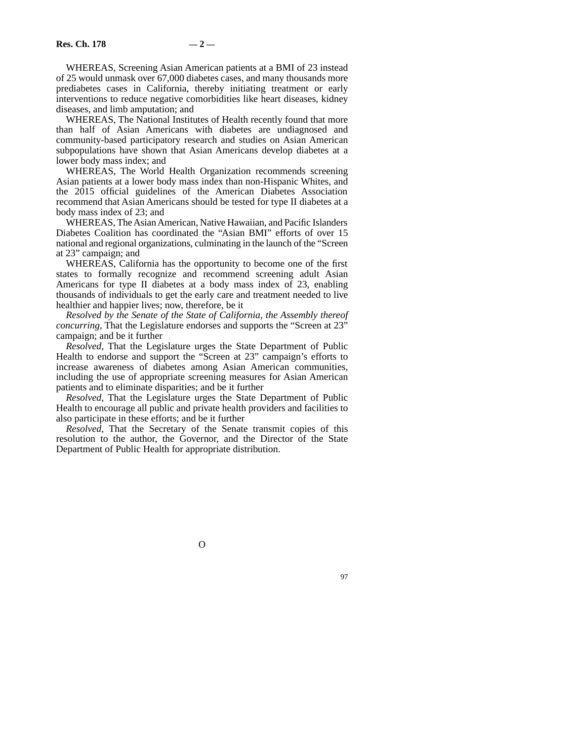WHEREAS, Screening Asian American patients at a BMI of 23 instead of 25 would unmask over 67,000 diabetes cases, and many thousands more prediabetes cases in California, thereby initiating treatment or early interventions to reduce negative comorbidities like heart diseases, kidney diseases, and limb amputation; and

WHEREAS, The National Institutes of Health recently found that more than half of Asian Americans with diabetes are undiagnosed and community-based participatory research and studies on Asian American subpopulations have shown that Asian Americans develop diabetes at a lower body mass index; and

WHEREAS, The World Health Organization recommends screening Asian patients at a lower body mass index than non-Hispanic Whites, and the 2015 official guidelines of the American Diabetes Association recommend that Asian Americans should be tested for type II diabetes at a body mass index of 23; and

WHEREAS, The Asian American, Native Hawaiian, and Pacific Islanders Diabetes Coalition has coordinated the "Asian BMI" efforts of over 15 national and regional organizations, culminating in the launch of the "Screen at 23" campaign; and

WHEREAS, California has the opportunity to become one of the first states to formally recognize and recommend screening adult Asian Americans for type II diabetes at a body mass index of 23, enabling thousands of individuals to get the early care and treatment needed to live healthier and happier lives; now, therefore, be it

*Resolved by the Senate of the State of California, the Assembly thereof concurring,* That the Legislature endorses and supports the "Screen at 23" campaign; and be it further

*Resolved,* That the Legislature urges the State Department of Public Health to endorse and support the "Screen at 23" campaign's efforts to increase awareness of diabetes among Asian American communities, including the use of appropriate screening measures for Asian American patients and to eliminate disparities; and be it further

*Resolved,* That the Legislature urges the State Department of Public Health to encourage all public and private health providers and facilities to also participate in these efforts; and be it further

*Resolved,* That the Secretary of the Senate transmit copies of this resolution to the author, the Governor, and the Director of the State Department of Public Health for appropriate distribution.

O